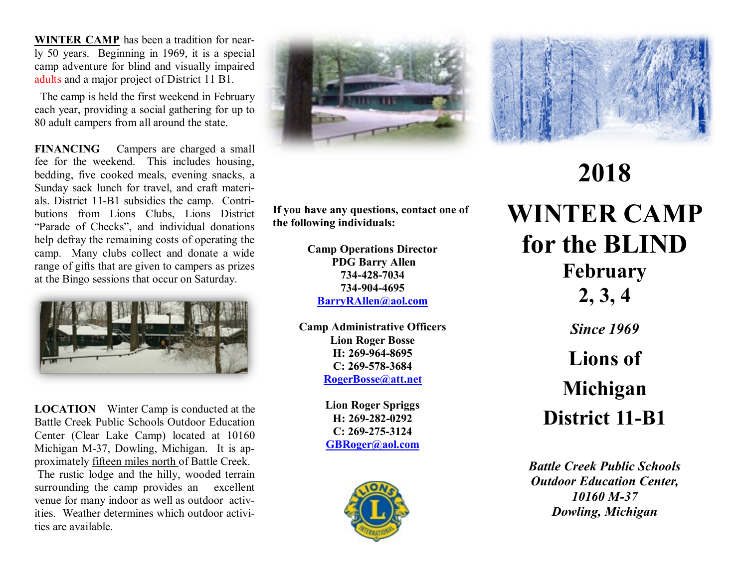**WINTER CAMP** has been a tradition for nearly 50 years. Beginning in 1969, it is a special camp adventure for blind and visually impaired adults and a major project of District 11 B1.

The camp is held the first weekend in February each year, providing a social gathering for up to 80 adult campers from all around the state.

**FINANCING** Campers are charged a small fee for the weekend. This includes housing, bedding, five cooked meals, evening snacks, a Sunday sack lunch for travel, and craft materials. District 11-B1 subsidies the camp. Contributions from Lions Clubs, Lions District "Parade of Checks", and individual donations help defray the remaining costs of operating the camp. Many clubs collect and donate a wide range of gifts that are given to campers as prizes at the Bingo sessions that occur on Saturday.

**LOCATION** Winter Camp is conducted at the Battle Creek Public Schools Outdoor Education Center (Clear Lake Camp) located at 10160 Michigan M-37, Dowling, Michigan. It is approximately fifteen miles north of Battle Creek. The rustic lodge and the hilly, wooded terrain surrounding the camp provides an excellent venue for many indoor as well as outdoor activities. Weather determines which outdoor activities are available.

**If you have any questions, contact one of the following individuals:**

**Camp Operations Director**
**PDG Barry Allen**
**734-428-7034**
**734-904-4695**
**BarryRAllen@aol.com**

**Camp Administrative Officers**
**Lion Roger Bosse**
**H: 269-964-8695**
**C: 269-578-3684**
**RogerBosse@att.net**

**Lion Roger Spriggs**
**H: 269-282-0292**
**C: 269-275-3124**
**GBRoger@aol.com**

# 2018

# WINTER CAMP for the BLIND

## February 2, 3, 4

***Since 1969***

## Lions of Michigan District 11-B1

***Battle Creek Public Schools Outdoor Education Center, 10160 M-37 Dowling, Michigan***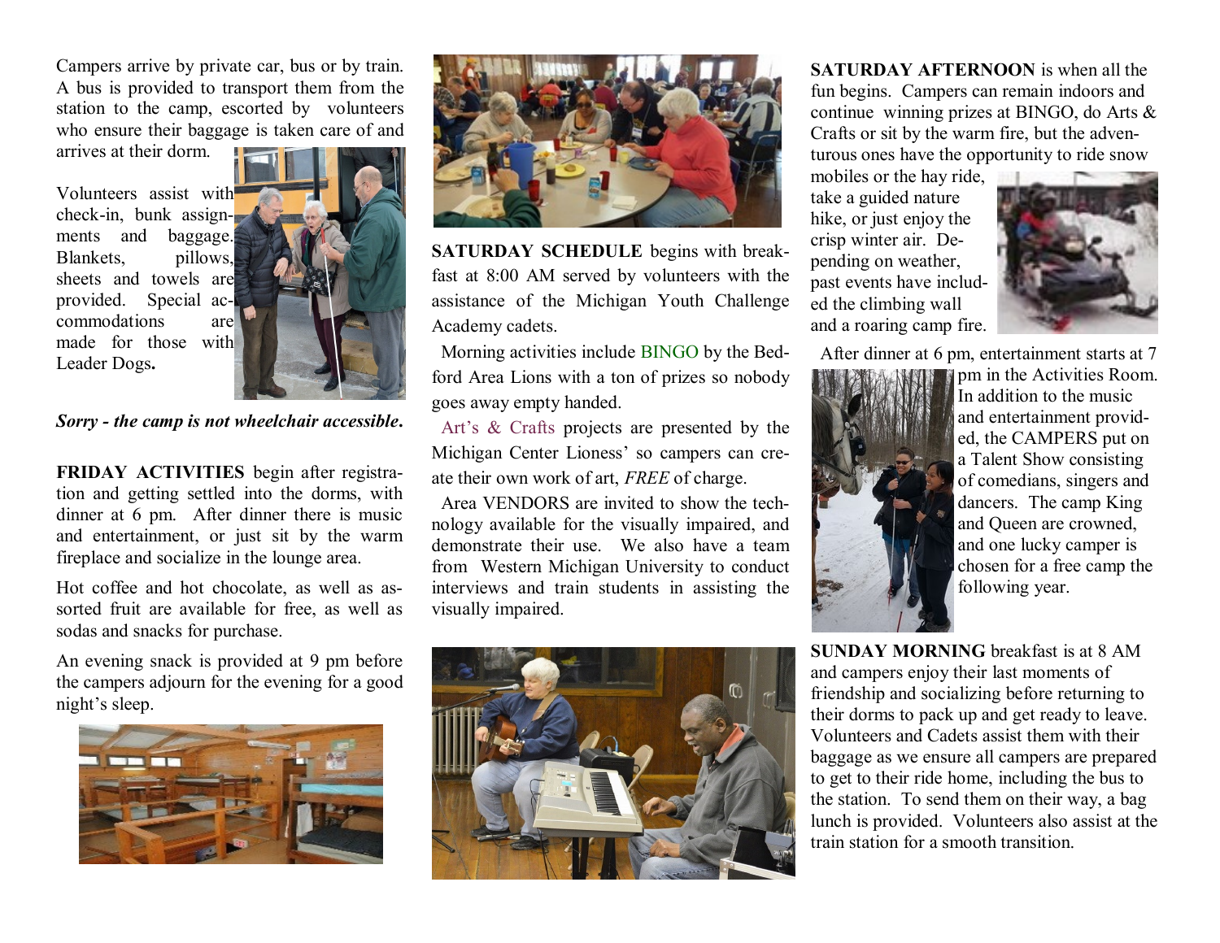Campers arrive by private car, bus or by train. A bus is provided to transport them from the station to the camp, escorted by volunteers who ensure their baggage is taken care of and arrives at their dorm.

Volunteers assist with check-in, bunk assignments and baggage. Blankets, pillows, sheets and towels are provided. Special accommodations are made for those with Leader Dogs**.**

***Sorry - the camp is not wheelchair accessible.***

**FRIDAY ACTIVITIES** begin after registration and getting settled into the dorms, with dinner at 6 pm. After dinner there is music and entertainment, or just sit by the warm fireplace and socialize in the lounge area.

Hot coffee and hot chocolate, as well as assorted fruit are available for free, as well as sodas and snacks for purchase.

An evening snack is provided at 9 pm before the campers adjourn for the evening for a good night's sleep.

**SATURDAY SCHEDULE** begins with breakfast at 8:00 AM served by volunteers with the assistance of the Michigan Youth Challenge Academy cadets.

Morning activities include BINGO by the Bedford Area Lions with a ton of prizes so nobody goes away empty handed.

Art's & Crafts projects are presented by the Michigan Center Lioness' so campers can create their own work of art, *FREE* of charge.

Area VENDORS are invited to show the technology available for the visually impaired, and demonstrate their use. We also have a team from Western Michigan University to conduct interviews and train students in assisting the visually impaired.

**SATURDAY AFTERNOON** is when all the fun begins. Campers can remain indoors and continue winning prizes at BINGO, do Arts & Crafts or sit by the warm fire, but the adventurous ones have the opportunity to ride snow mobiles or the hay ride, take a guided nature hike, or just enjoy the crisp winter air. Depending on weather, past events have included the climbing wall and a roaring camp fire.

After dinner at 6 pm, entertainment starts at 7 pm in the Activities Room. In addition to the music and entertainment provided, the CAMPERS put on a Talent Show consisting of comedians, singers and dancers. The camp King and Queen are crowned, and one lucky camper is chosen for a free camp the following year.

**SUNDAY MORNING** breakfast is at 8 AM and campers enjoy their last moments of friendship and socializing before returning to their dorms to pack up and get ready to leave. Volunteers and Cadets assist them with their baggage as we ensure all campers are prepared to get to their ride home, including the bus to the station. To send them on their way, a bag lunch is provided. Volunteers also assist at the train station for a smooth transition.